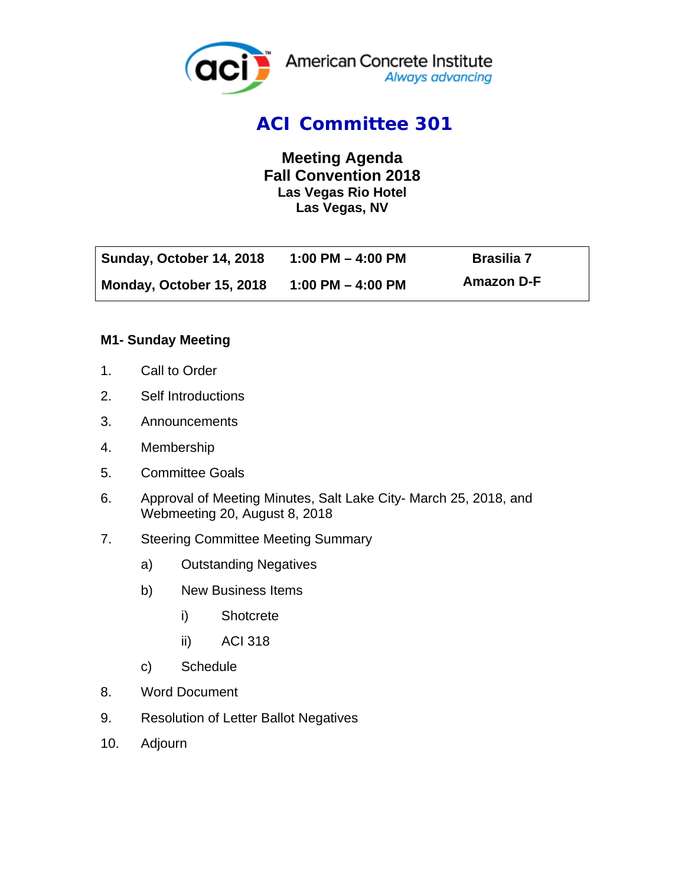American Concrete Institute
*Always advancing*

# ACI Committee 301

## Meeting Agenda
## Fall Convention 2018
### Las Vegas Rio Hotel
### Las Vegas, NV

| **Sunday, October 14, 2018** | **1:00 PM – 4:00 PM** | **Brasilia 7** |
|---|---|---|
| **Monday, October 15, 2018** | **1:00 PM – 4:00 PM** | **Amazon D-F** |

**M1- Sunday Meeting**

1. Call to Order
2. Self Introductions
3. Announcements
4. Membership
5. Committee Goals
6. Approval of Meeting Minutes, Salt Lake City- March 25, 2018, and Webmeeting 20, August 8, 2018
7. Steering Committee Meeting Summary
   - a) Outstanding Negatives
   - b) New Business Items
     - i) Shotcrete
     - ii) ACI 318
   - c) Schedule
8. Word Document
9. Resolution of Letter Ballot Negatives
10. Adjourn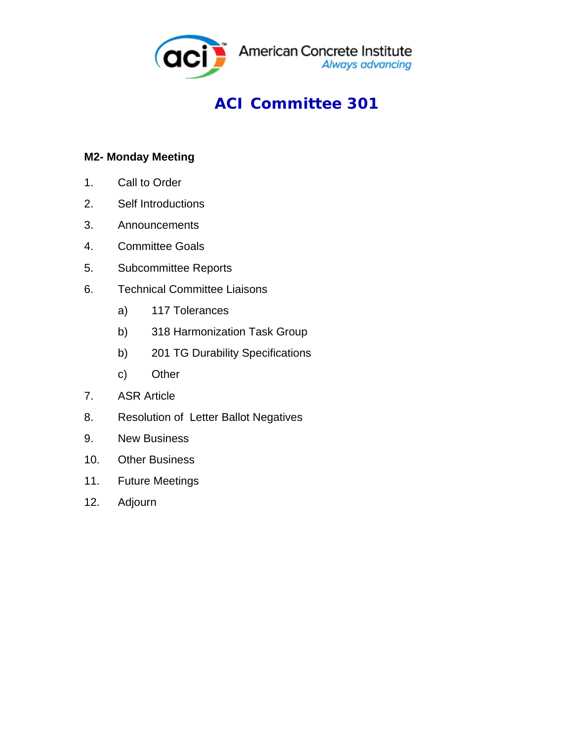American Concrete Institute
*Always advancing*

# ACI Committee 301

**M2- Monday Meeting**

1. Call to Order
2. Self Introductions
3. Announcements
4. Committee Goals
5. Subcommittee Reports
6. Technical Committee Liaisons
   - a) 117 Tolerances
   - b) 318 Harmonization Task Group
   - b) 201 TG Durability Specifications
   - c) Other
7. ASR Article
8. Resolution of Letter Ballot Negatives
9. New Business
10. Other Business
11. Future Meetings
12. Adjourn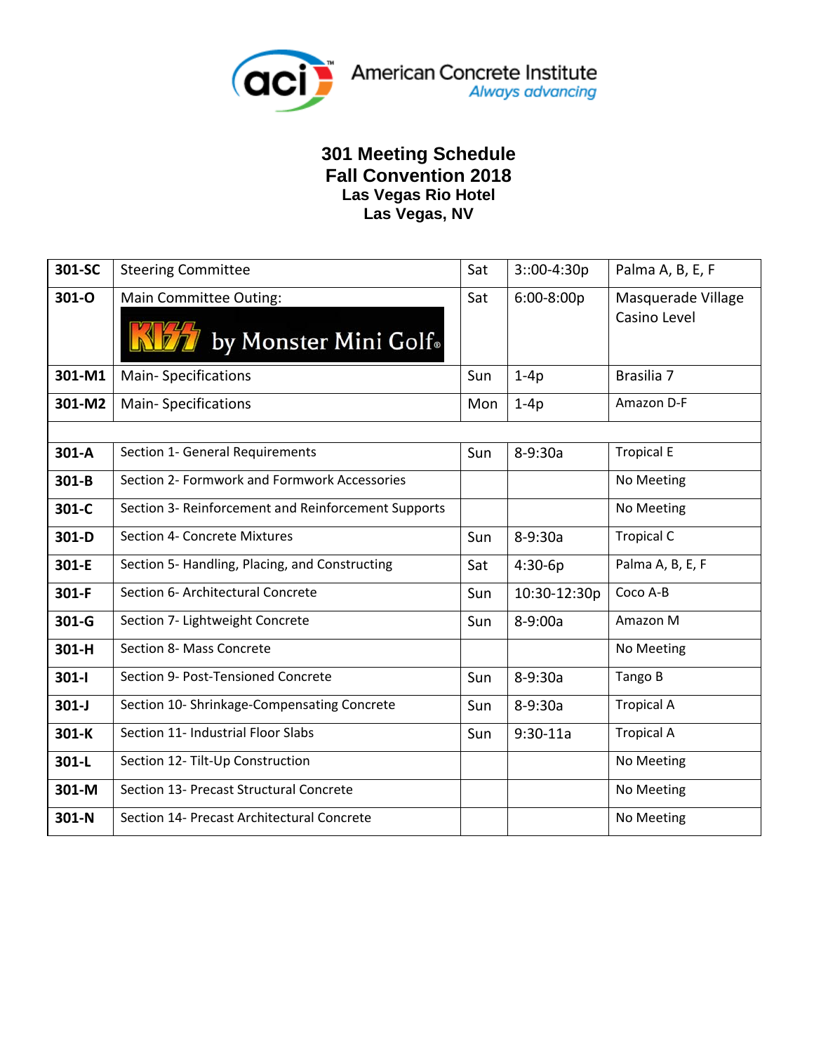American Concrete Institute
*Always advancing*

# 301 Meeting Schedule
# Fall Convention 2018
### Las Vegas Rio Hotel
### Las Vegas, NV

| | | | | |
|---|---|---|---|---|
| **301-SC** | Steering Committee | Sat | 3::00-4:30p | Palma A, B, E, F |
| **301-O** | Main Committee Outing: KISS by Monster Mini Golf® | Sat | 6:00-8:00p | Masquerade Village Casino Level |
| **301-M1** | Main- Specifications | Sun | 1-4p | Brasilia 7 |
| **301-M2** | Main- Specifications | Mon | 1-4p | Amazon D-F |
| | | | | |
| **301-A** | Section 1- General Requirements | Sun | 8-9:30a | Tropical E |
| **301-B** | Section 2- Formwork and Formwork Accessories | | | No Meeting |
| **301-C** | Section 3- Reinforcement and Reinforcement Supports | | | No Meeting |
| **301-D** | Section 4- Concrete Mixtures | Sun | 8-9:30a | Tropical C |
| **301-E** | Section 5- Handling, Placing, and Constructing | Sat | 4:30-6p | Palma A, B, E, F |
| **301-F** | Section 6- Architectural Concrete | Sun | 10:30-12:30p | Coco A-B |
| **301-G** | Section 7- Lightweight Concrete | Sun | 8-9:00a | Amazon M |
| **301-H** | Section 8- Mass Concrete | | | No Meeting |
| **301-I** | Section 9- Post-Tensioned Concrete | Sun | 8-9:30a | Tango B |
| **301-J** | Section 10- Shrinkage-Compensating Concrete | Sun | 8-9:30a | Tropical A |
| **301-K** | Section 11- Industrial Floor Slabs | Sun | 9:30-11a | Tropical A |
| **301-L** | Section 12- Tilt-Up Construction | | | No Meeting |
| **301-M** | Section 13- Precast Structural Concrete | | | No Meeting |
| **301-N** | Section 14- Precast Architectural Concrete | | | No Meeting |